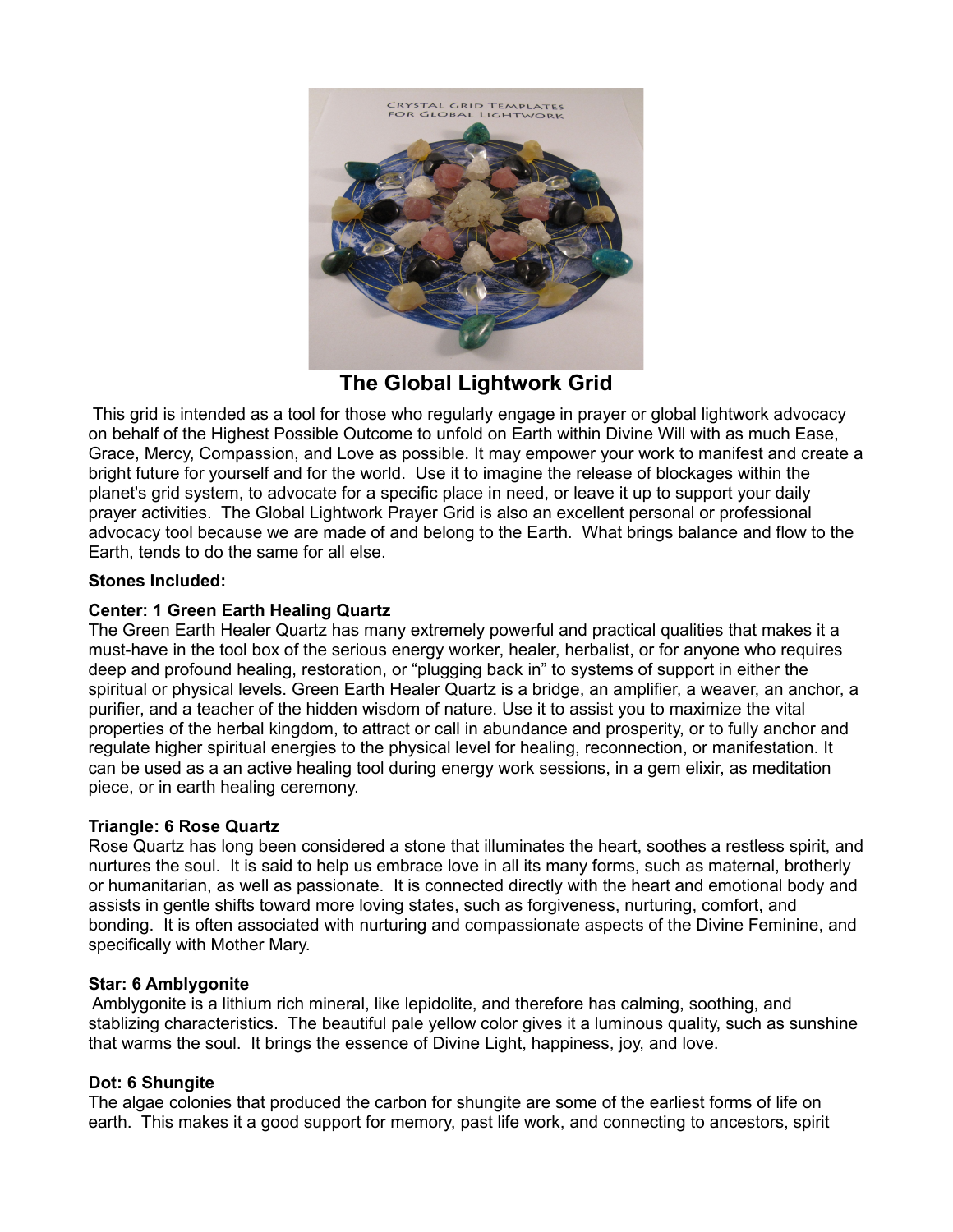## The Global Lightwork Grid

This grid is intended as a tool for those who regularly engage in prayer or global lightwork advocacy on behalf of the Highest Possible Outcome to unfold on Earth within Divine Will with as much Ease, Grace, Mercy, Compassion, and Love as possible. It may empower your work to manifest and create a bright future for yourself and for the world. Use it to imagine the release of blockages within the planet's grid system, to advocate for a specific place in need, or leave it up to support your daily prayer activities. The Global Lightwork Prayer Grid is also an excellent personal or professional advocacy tool because we are made of and belong to the Earth. What brings balance and flow to the Earth, tends to do the same for all else.

**Stones Included:**

**Center: 1 Green Earth Healing Quartz**
The Green Earth Healer Quartz has many extremely powerful and practical qualities that makes it a must-have in the tool box of the serious energy worker, healer, herbalist, or for anyone who requires deep and profound healing, restoration, or "plugging back in" to systems of support in either the spiritual or physical levels. Green Earth Healer Quartz is a bridge, an amplifier, a weaver, an anchor, a purifier, and a teacher of the hidden wisdom of nature. Use it to assist you to maximize the vital properties of the herbal kingdom, to attract or call in abundance and prosperity, or to fully anchor and regulate higher spiritual energies to the physical level for healing, reconnection, or manifestation. It can be used as a an active healing tool during energy work sessions, in a gem elixir, as meditation piece, or in earth healing ceremony.

**Triangle: 6 Rose Quartz**
Rose Quartz has long been considered a stone that illuminates the heart, soothes a restless spirit, and nurtures the soul. It is said to help us embrace love in all its many forms, such as maternal, brotherly or humanitarian, as well as passionate. It is connected directly with the heart and emotional body and assists in gentle shifts toward more loving states, such as forgiveness, nurturing, comfort, and bonding. It is often associated with nurturing and compassionate aspects of the Divine Feminine, and specifically with Mother Mary.

**Star: 6 Amblygonite**
Amblygonite is a lithium rich mineral, like lepidolite, and therefore has calming, soothing, and stablizing characteristics. The beautiful pale yellow color gives it a luminous quality, such as sunshine that warms the soul. It brings the essence of Divine Light, happiness, joy, and love.

**Dot: 6 Shungite**
The algae colonies that produced the carbon for shungite are some of the earliest forms of life on earth. This makes it a good support for memory, past life work, and connecting to ancestors, spirit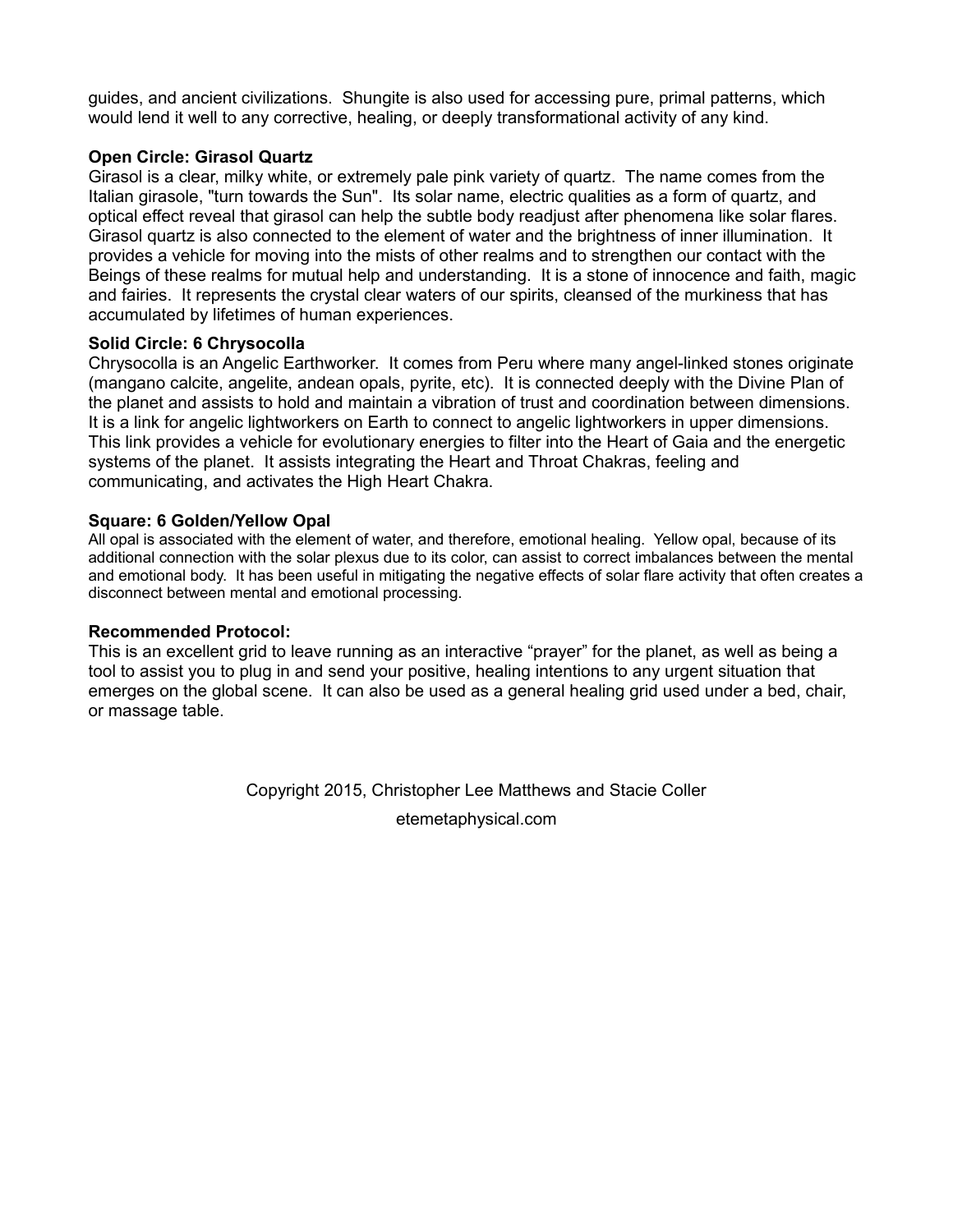guides, and ancient civilizations. Shungite is also used for accessing pure, primal patterns, which would lend it well to any corrective, healing, or deeply transformational activity of any kind.

**Open Circle: Girasol Quartz**

Girasol is a clear, milky white, or extremely pale pink variety of quartz. The name comes from the Italian girasole, "turn towards the Sun". Its solar name, electric qualities as a form of quartz, and optical effect reveal that girasol can help the subtle body readjust after phenomena like solar flares. Girasol quartz is also connected to the element of water and the brightness of inner illumination. It provides a vehicle for moving into the mists of other realms and to strengthen our contact with the Beings of these realms for mutual help and understanding. It is a stone of innocence and faith, magic and fairies. It represents the crystal clear waters of our spirits, cleansed of the murkiness that has accumulated by lifetimes of human experiences.

**Solid Circle: 6 Chrysocolla**

Chrysocolla is an Angelic Earthworker. It comes from Peru where many angel-linked stones originate (mangano calcite, angelite, andean opals, pyrite, etc). It is connected deeply with the Divine Plan of the planet and assists to hold and maintain a vibration of trust and coordination between dimensions. It is a link for angelic lightworkers on Earth to connect to angelic lightworkers in upper dimensions. This link provides a vehicle for evolutionary energies to filter into the Heart of Gaia and the energetic systems of the planet. It assists integrating the Heart and Throat Chakras, feeling and communicating, and activates the High Heart Chakra.

**Square: 6 Golden/Yellow Opal**

All opal is associated with the element of water, and therefore, emotional healing. Yellow opal, because of its additional connection with the solar plexus due to its color, can assist to correct imbalances between the mental and emotional body. It has been useful in mitigating the negative effects of solar flare activity that often creates a disconnect between mental and emotional processing.

**Recommended Protocol:**

This is an excellent grid to leave running as an interactive "prayer" for the planet, as well as being a tool to assist you to plug in and send your positive, healing intentions to any urgent situation that emerges on the global scene. It can also be used as a general healing grid used under a bed, chair, or massage table.

Copyright 2015, Christopher Lee Matthews and Stacie Coller

etemetaphysical.com